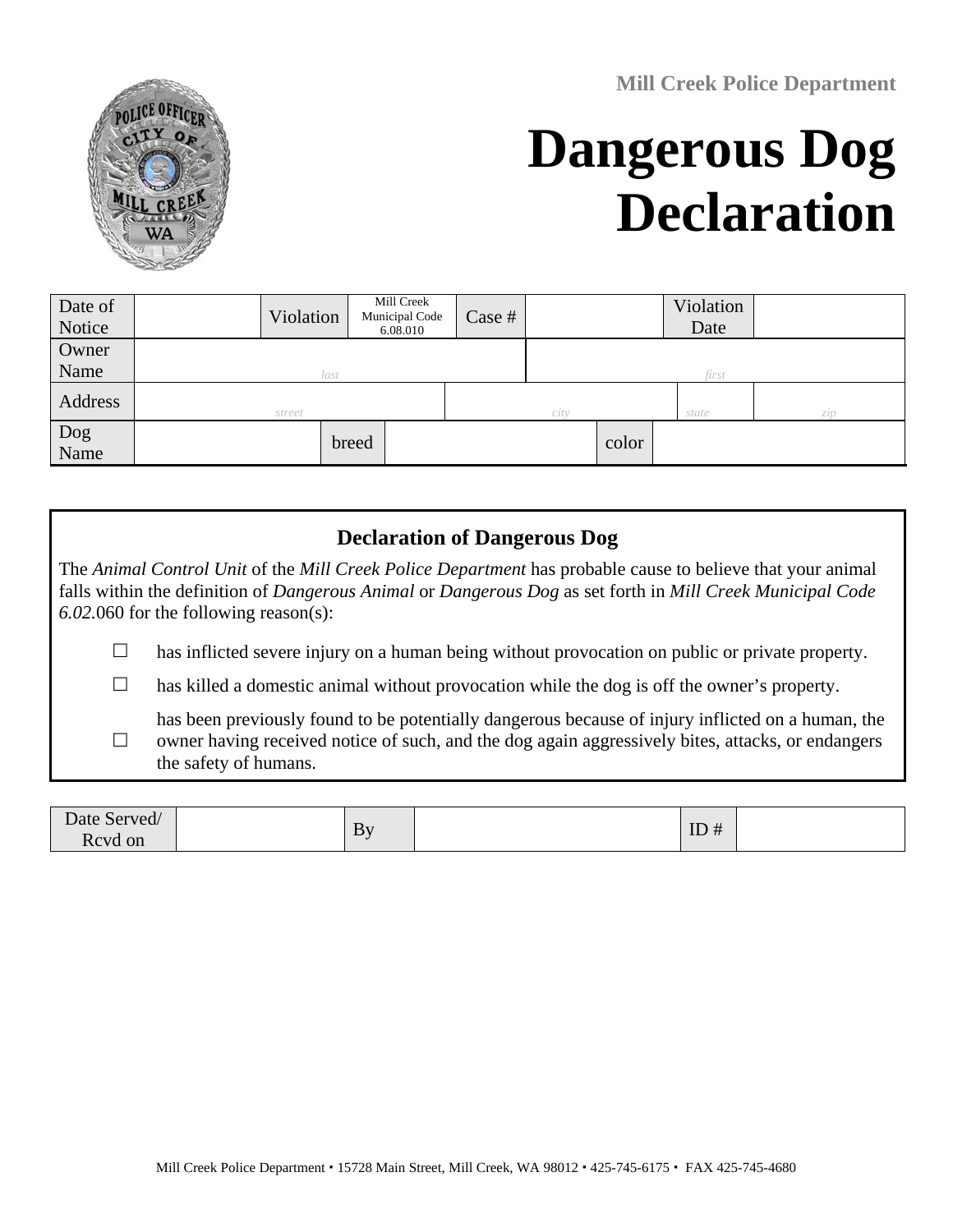Mill Creek Police Department

# Dangerous Dog Declaration

| Date of Notice | | Violation | Mill Creek Municipal Code 6.08.010 | Case # | | Violation Date | |
|---|---|---|---|---|---|---|---|
| Owner Name | *last* | | | | *first* | | |
| Address | *street* | | *city* | | | *state* | *zip* |
| Dog Name | | breed | | | color | | |

## Declaration of Dangerous Dog

The *Animal Control Unit* of the *Mill Creek Police Department* has probable cause to believe that your animal falls within the definition of *Dangerous Animal* or *Dangerous Dog* as set forth in *Mill Creek Municipal Code 6.02*.060 for the following reason(s):

- ☐ has inflicted severe injury on a human being without provocation on public or private property.
- ☐ has killed a domestic animal without provocation while the dog is off the owner's property.
- ☐ has been previously found to be potentially dangerous because of injury inflicted on a human, the owner having received notice of such, and the dog again aggressively bites, attacks, or endangers the safety of humans.

| Date Served/ Rcvd on | | By | | ID # | |
|---|---|---|---|---|---|

Mill Creek Police Department ▪ 15728 Main Street, Mill Creek, WA 98012 ▪ 425-745-6175 ▪ FAX 425-745-4680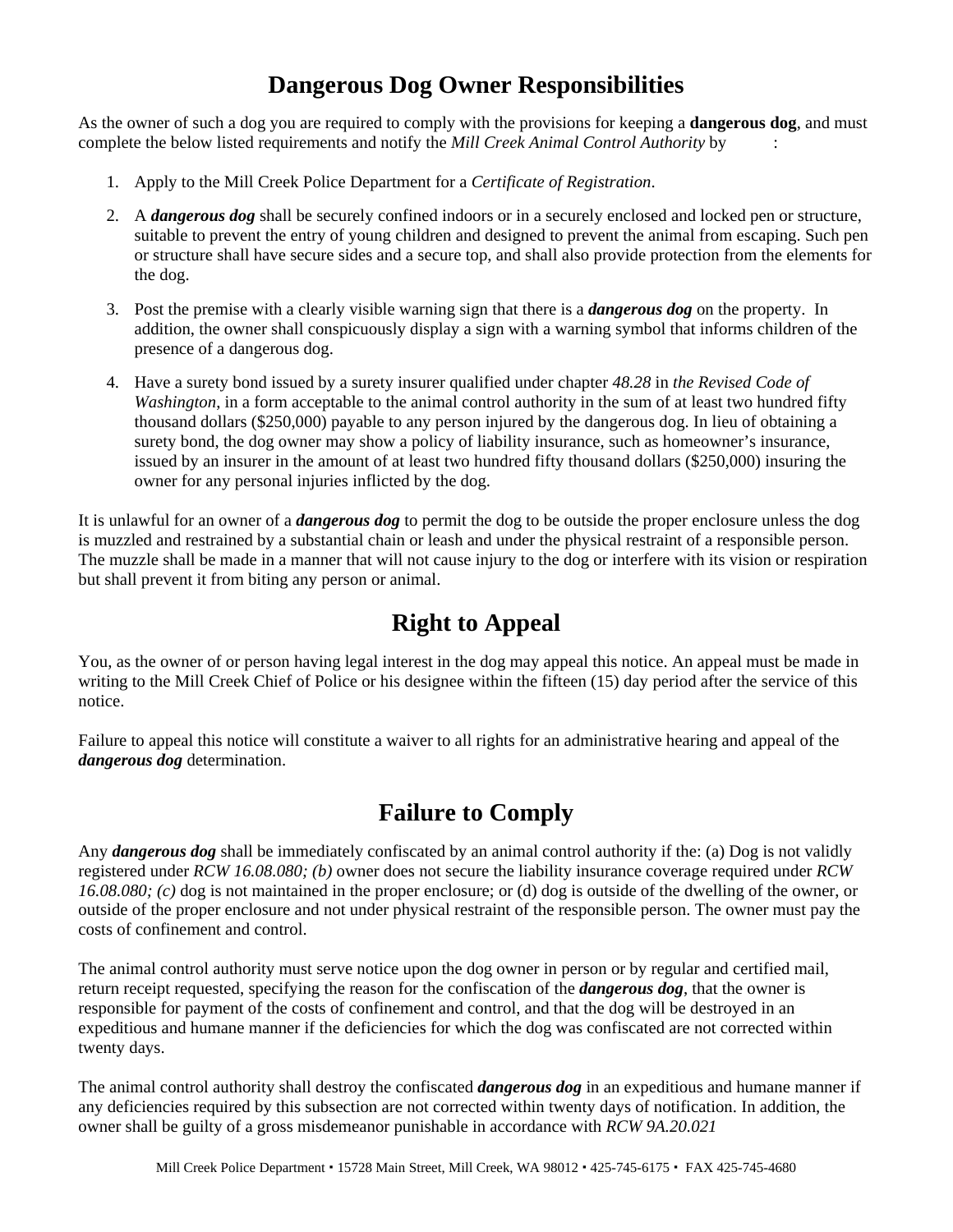# Dangerous Dog Owner Responsibilities

As the owner of such a dog you are required to comply with the provisions for keeping a **dangerous dog**, and must complete the below listed requirements and notify the *Mill Creek Animal Control Authority* by :

1. Apply to the Mill Creek Police Department for a *Certificate of Registration*.
2. A ***dangerous dog*** shall be securely confined indoors or in a securely enclosed and locked pen or structure, suitable to prevent the entry of young children and designed to prevent the animal from escaping. Such pen or structure shall have secure sides and a secure top, and shall also provide protection from the elements for the dog.
3. Post the premise with a clearly visible warning sign that there is a ***dangerous dog*** on the property. In addition, the owner shall conspicuously display a sign with a warning symbol that informs children of the presence of a dangerous dog.
4. Have a surety bond issued by a surety insurer qualified under chapter *48.28* in *the Revised Code of Washington*, in a form acceptable to the animal control authority in the sum of at least two hundred fifty thousand dollars ($250,000) payable to any person injured by the dangerous dog. In lieu of obtaining a surety bond, the dog owner may show a policy of liability insurance, such as homeowner's insurance, issued by an insurer in the amount of at least two hundred fifty thousand dollars ($250,000) insuring the owner for any personal injuries inflicted by the dog.

It is unlawful for an owner of a ***dangerous dog*** to permit the dog to be outside the proper enclosure unless the dog is muzzled and restrained by a substantial chain or leash and under the physical restraint of a responsible person. The muzzle shall be made in a manner that will not cause injury to the dog or interfere with its vision or respiration but shall prevent it from biting any person or animal.

# Right to Appeal

You, as the owner of or person having legal interest in the dog may appeal this notice. An appeal must be made in writing to the Mill Creek Chief of Police or his designee within the fifteen (15) day period after the service of this notice.

Failure to appeal this notice will constitute a waiver to all rights for an administrative hearing and appeal of the ***dangerous dog*** determination.

# Failure to Comply

Any ***dangerous dog*** shall be immediately confiscated by an animal control authority if the: (a) Dog is not validly registered under *RCW 16.08.080; (b)* owner does not secure the liability insurance coverage required under *RCW 16.08.080; (c)* dog is not maintained in the proper enclosure; or (d) dog is outside of the dwelling of the owner, or outside of the proper enclosure and not under physical restraint of the responsible person. The owner must pay the costs of confinement and control.

The animal control authority must serve notice upon the dog owner in person or by regular and certified mail, return receipt requested, specifying the reason for the confiscation of the ***dangerous dog***, that the owner is responsible for payment of the costs of confinement and control, and that the dog will be destroyed in an expeditious and humane manner if the deficiencies for which the dog was confiscated are not corrected within twenty days.

The animal control authority shall destroy the confiscated ***dangerous dog*** in an expeditious and humane manner if any deficiencies required by this subsection are not corrected within twenty days of notification. In addition, the owner shall be guilty of a gross misdemeanor punishable in accordance with *RCW 9A.20.021*

Mill Creek Police Department ▪ 15728 Main Street, Mill Creek, WA 98012 ▪ 425-745-6175 ▪ FAX 425-745-4680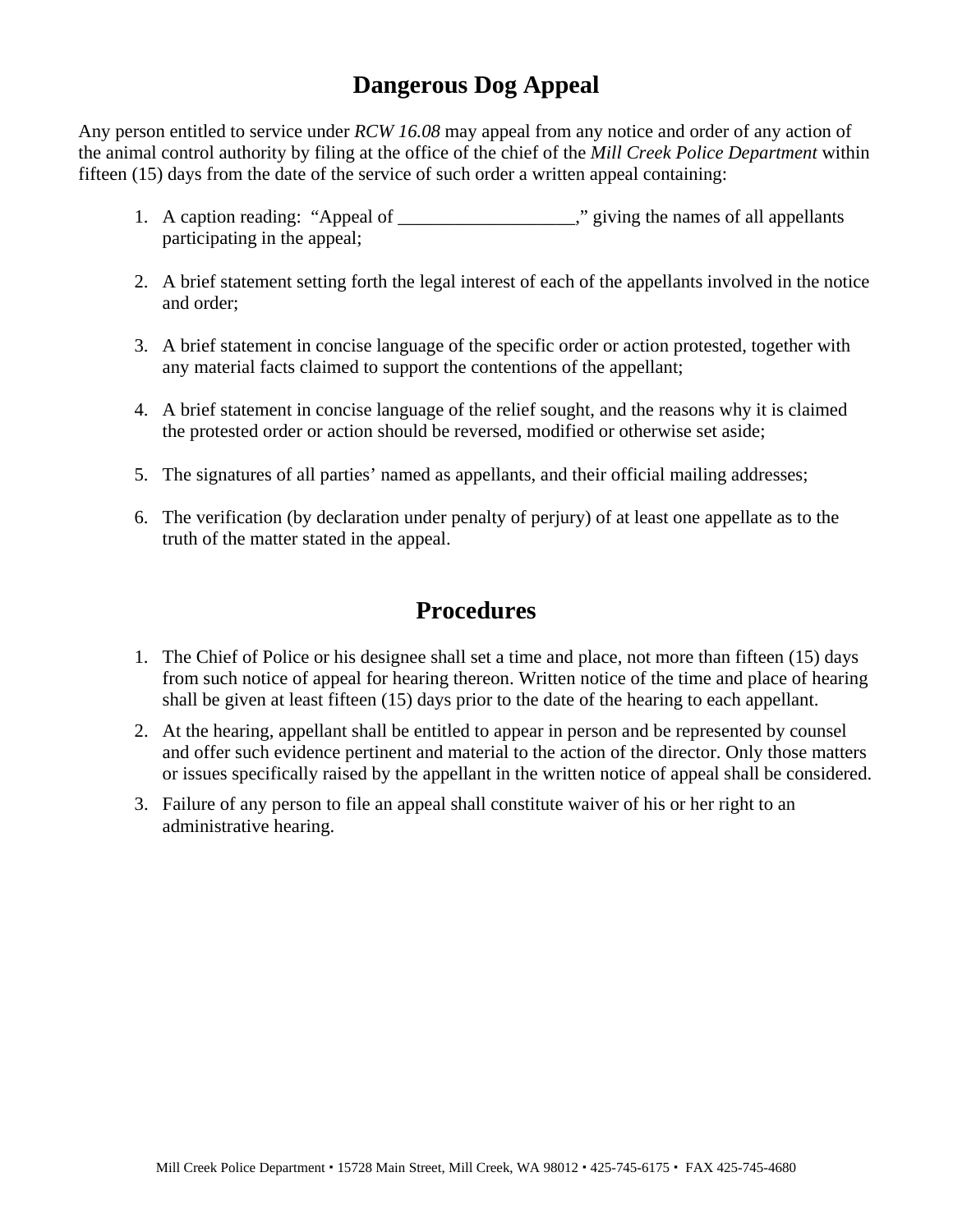# Dangerous Dog Appeal

Any person entitled to service under *RCW 16.08* may appeal from any notice and order of any action of the animal control authority by filing at the office of the chief of the *Mill Creek Police Department* within fifteen (15) days from the date of the service of such order a written appeal containing:

1. A caption reading: "Appeal of ___________________," giving the names of all appellants participating in the appeal;

2. A brief statement setting forth the legal interest of each of the appellants involved in the notice and order;

3. A brief statement in concise language of the specific order or action protested, together with any material facts claimed to support the contentions of the appellant;

4. A brief statement in concise language of the relief sought, and the reasons why it is claimed the protested order or action should be reversed, modified or otherwise set aside;

5. The signatures of all parties' named as appellants, and their official mailing addresses;

6. The verification (by declaration under penalty of perjury) of at least one appellate as to the truth of the matter stated in the appeal.

# Procedures

1. The Chief of Police or his designee shall set a time and place, not more than fifteen (15) days from such notice of appeal for hearing thereon. Written notice of the time and place of hearing shall be given at least fifteen (15) days prior to the date of the hearing to each appellant.
2. At the hearing, appellant shall be entitled to appear in person and be represented by counsel and offer such evidence pertinent and material to the action of the director. Only those matters or issues specifically raised by the appellant in the written notice of appeal shall be considered.
3. Failure of any person to file an appeal shall constitute waiver of his or her right to an administrative hearing.

Mill Creek Police Department ▪ 15728 Main Street, Mill Creek, WA 98012 ▪ 425-745-6175 ▪ FAX 425-745-4680